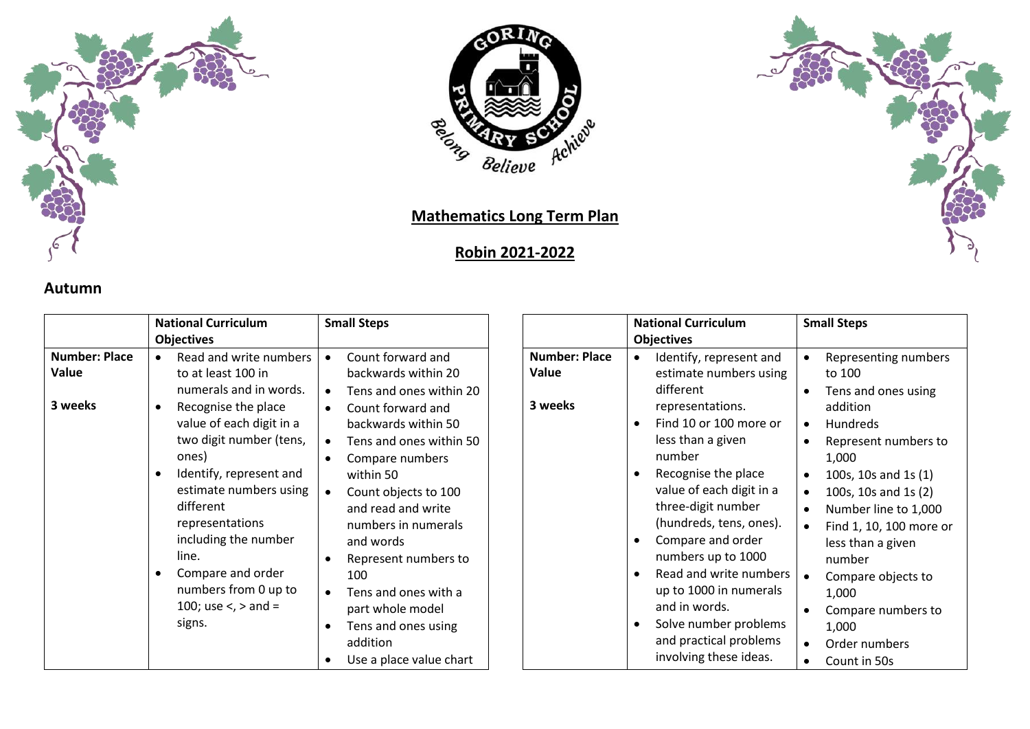## Mathematics Long Term Plan

## Robin 2021-2022

### Autumn

| | National Curriculum Objectives | Small Steps |
|---|---|---|
| **Number: Place Value**<br><br>**3 weeks** | • Read and write numbers to at least 100 in numerals and in words.<br>• Recognise the place value of each digit in a two digit number (tens, ones)<br>• Identify, represent and estimate numbers using different representations including the number line.<br>• Compare and order numbers from 0 up to 100; use <, > and = signs. | • Count forward and backwards within 20<br>• Tens and ones within 20<br>• Count forward and backwards within 50<br>• Tens and ones within 50<br>• Compare numbers within 50<br>• Count objects to 100 and read and write numbers in numerals and words<br>• Represent numbers to 100<br>• Tens and ones with a part whole model<br>• Tens and ones using addition<br>• Use a place value chart |

| | National Curriculum Objectives | Small Steps |
|---|---|---|
| **Number: Place Value**<br><br>**3 weeks** | • Identify, represent and estimate numbers using different representations.<br>• Find 10 or 100 more or less than a given number<br>• Recognise the place value of each digit in a three-digit number (hundreds, tens, ones).<br>• Compare and order numbers up to 1000<br>• Read and write numbers up to 1000 in numerals and in words.<br>• Solve number problems and practical problems involving these ideas. | • Representing numbers to 100<br>• Tens and ones using addition<br>• Hundreds<br>• Represent numbers to 1,000<br>• 100s, 10s and 1s (1)<br>• 100s, 10s and 1s (2)<br>• Number line to 1,000<br>• Find 1, 10, 100 more or less than a given number<br>• Compare objects to 1,000<br>• Compare numbers to 1,000<br>• Order numbers<br>• Count in 50s |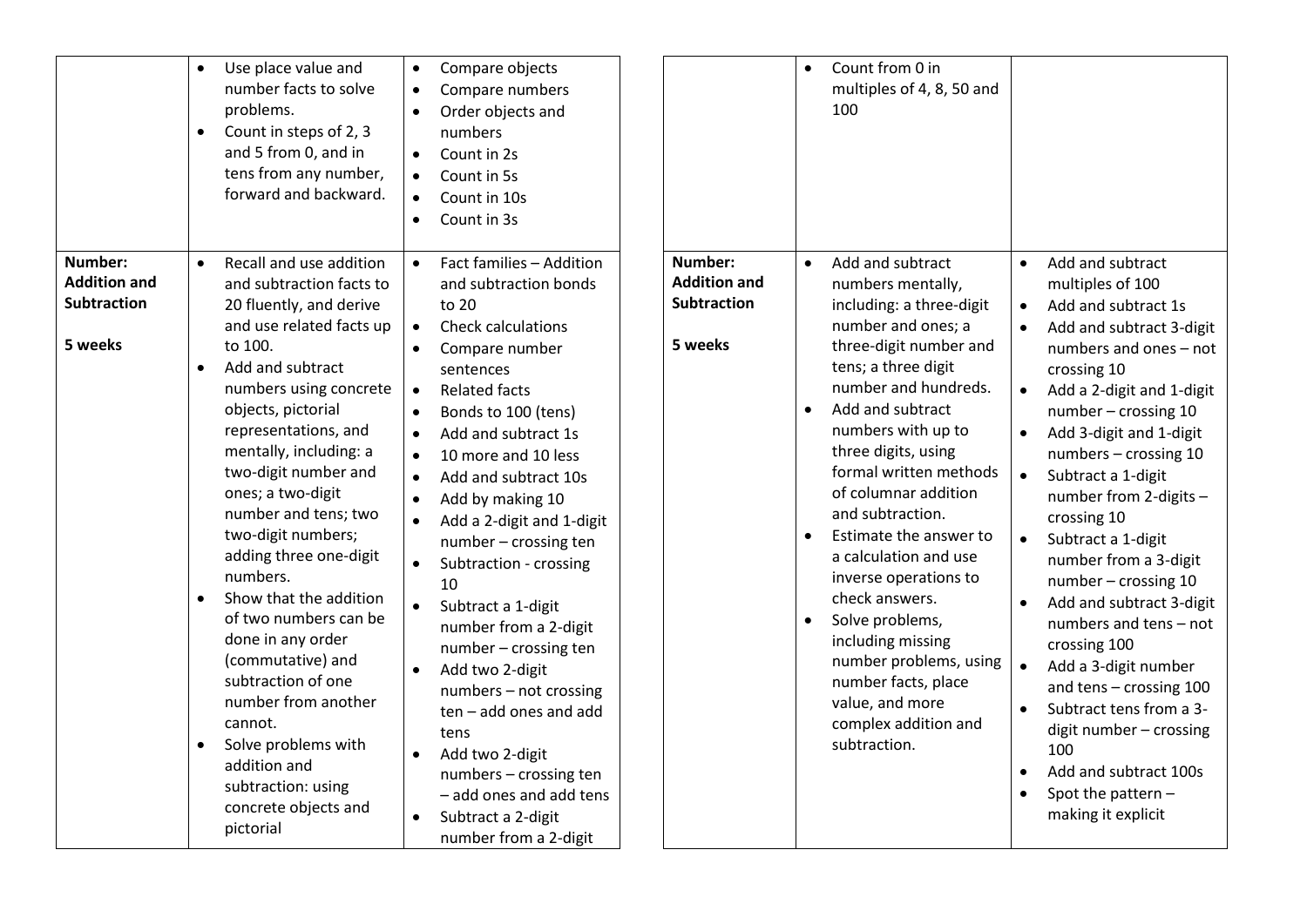| | | |
|---|---|---|
| | • Use place value and number facts to solve problems.<br>• Count in steps of 2, 3 and 5 from 0, and in tens from any number, forward and backward. | • Compare objects<br>• Compare numbers<br>• Order objects and numbers<br>• Count in 2s<br>• Count in 5s<br>• Count in 10s<br>• Count in 3s |
| **Number: Addition and Subtraction**<br><br>**5 weeks** | • Recall and use addition and subtraction facts to 20 fluently, and derive and use related facts up to 100.<br>• Add and subtract numbers using concrete objects, pictorial representations, and mentally, including: a two-digit number and ones; a two-digit number and tens; two two-digit numbers; adding three one-digit numbers.<br>• Show that the addition of two numbers can be done in any order (commutative) and subtraction of one number from another cannot.<br>• Solve problems with addition and subtraction: using concrete objects and pictorial | • Fact families – Addition and subtraction bonds to 20<br>• Check calculations<br>• Compare number sentences<br>• Related facts<br>• Bonds to 100 (tens)<br>• Add and subtract 1s<br>• 10 more and 10 less<br>• Add and subtract 10s<br>• Add by making 10<br>• Add a 2-digit and 1-digit number – crossing ten<br>• Subtraction - crossing 10<br>• Subtract a 1-digit number from a 2-digit number – crossing ten<br>• Add two 2-digit numbers – not crossing ten – add ones and add tens<br>• Add two 2-digit numbers – crossing ten – add ones and add tens<br>• Subtract a 2-digit number from a 2-digit |

| | | |
|---|---|---|
| | • Count from 0 in multiples of 4, 8, 50 and 100 | |
| **Number: Addition and Subtraction**<br><br>**5 weeks** | • Add and subtract numbers mentally, including: a three-digit number and ones; a three-digit number and tens; a three digit number and hundreds.<br>• Add and subtract numbers with up to three digits, using formal written methods of columnar addition and subtraction.<br>• Estimate the answer to a calculation and use inverse operations to check answers.<br>• Solve problems, including missing number problems, using number facts, place value, and more complex addition and subtraction. | • Add and subtract multiples of 100<br>• Add and subtract 1s<br>• Add and subtract 3-digit numbers and ones – not crossing 10<br>• Add a 2-digit and 1-digit number – crossing 10<br>• Add 3-digit and 1-digit numbers – crossing 10<br>• Subtract a 1-digit number from 2-digits – crossing 10<br>• Subtract a 1-digit number from a 3-digit number – crossing 10<br>• Add and subtract 3-digit numbers and tens – not crossing 100<br>• Add a 3-digit number and tens – crossing 100<br>• Subtract tens from a 3-digit number – crossing 100<br>• Add and subtract 100s<br>• Spot the pattern – making it explicit |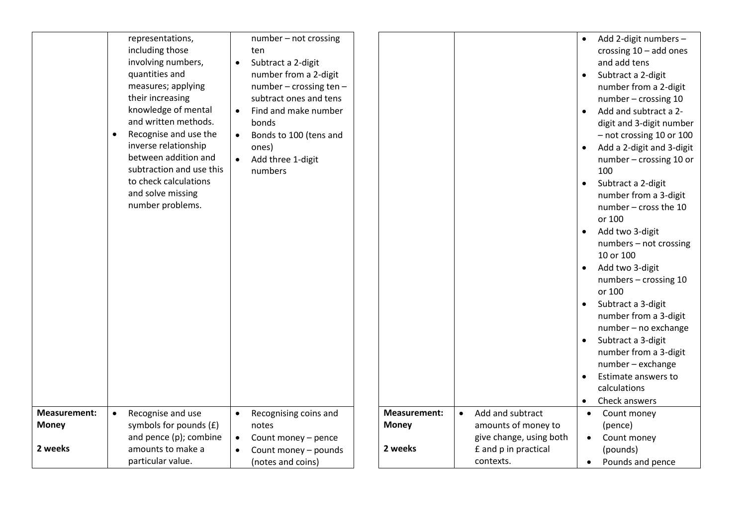| | | |
|---|---|---|
| | representations, including those involving numbers, quantities and measures; applying their increasing knowledge of mental and written methods.<br>• Recognise and use the inverse relationship between addition and subtraction and use this to check calculations and solve missing number problems. | number – not crossing ten<br>• Subtract a 2-digit number from a 2-digit number – crossing ten – subtract ones and tens<br>• Find and make number bonds<br>• Bonds to 100 (tens and ones)<br>• Add three 1-digit numbers |
| **Measurement: Money**<br><br>**2 weeks** | • Recognise and use symbols for pounds (£) and pence (p); combine amounts to make a particular value. | • Recognising coins and notes<br>• Count money – pence<br>• Count money – pounds (notes and coins) |

| | | |
|---|---|---|
| | | • Add 2-digit numbers – crossing 10 – add ones and add tens<br>• Subtract a 2-digit number from a 2-digit number – crossing 10<br>• Add and subtract a 2-digit and 3-digit number – not crossing 10 or 100<br>• Add a 2-digit and 3-digit number – crossing 10 or 100<br>• Subtract a 2-digit number from a 3-digit number – cross the 10 or 100<br>• Add two 3-digit numbers – not crossing 10 or 100<br>• Add two 3-digit numbers – crossing 10 or 100<br>• Subtract a 3-digit number from a 3-digit number – no exchange<br>• Subtract a 3-digit number from a 3-digit number – exchange<br>• Estimate answers to calculations<br>• Check answers |
| **Measurement: Money**<br><br>**2 weeks** | • Add and subtract amounts of money to give change, using both £ and p in practical contexts. | • Count money (pence)<br>• Count money (pounds)<br>• Pounds and pence |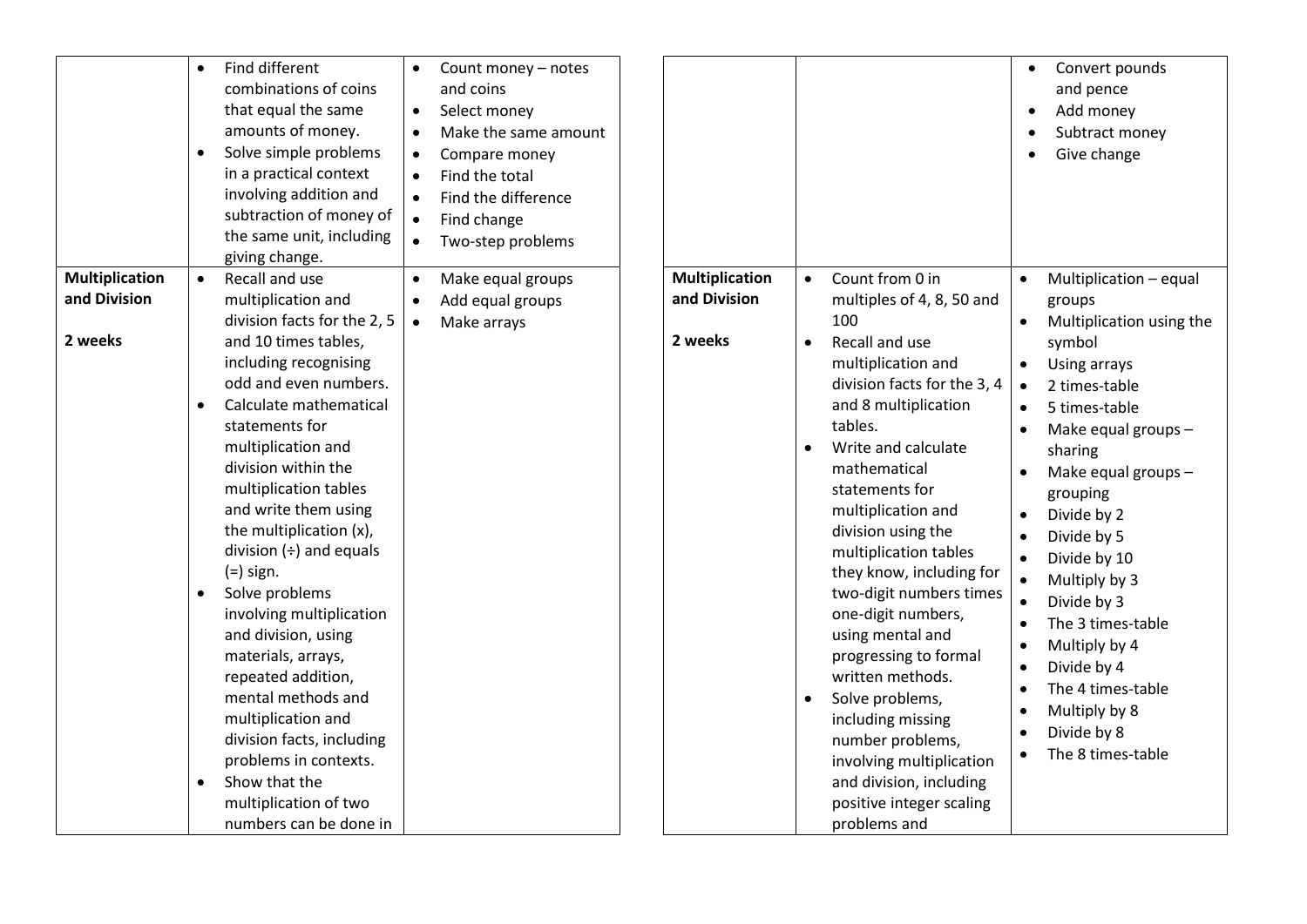| | | |
|---|---|---|
| | • Find different combinations of coins that equal the same amounts of money.<br>• Solve simple problems in a practical context involving addition and subtraction of money of the same unit, including giving change. | • Count money – notes and coins<br>• Select money<br>• Make the same amount<br>• Compare money<br>• Find the total<br>• Find the difference<br>• Find change<br>• Two-step problems |
| **Multiplication and Division**<br><br>**2 weeks** | • Recall and use multiplication and division facts for the 2, 5 and 10 times tables, including recognising odd and even numbers.<br>• Calculate mathematical statements for multiplication and division within the multiplication tables and write them using the multiplication (x), division (÷) and equals (=) sign.<br>• Solve problems involving multiplication and division, using materials, arrays, repeated addition, mental methods and multiplication and division facts, including problems in contexts.<br>• Show that the multiplication of two numbers can be done in | • Make equal groups<br>• Add equal groups<br>• Make arrays |

| | | |
|---|---|---|
| | | • Convert pounds and pence<br>• Add money<br>• Subtract money<br>• Give change |
| **Multiplication and Division**<br><br>**2 weeks** | • Count from 0 in multiples of 4, 8, 50 and 100<br>• Recall and use multiplication and division facts for the 3, 4 and 8 multiplication tables.<br>• Write and calculate mathematical statements for multiplication and division using the multiplication tables they know, including for two-digit numbers times one-digit numbers, using mental and progressing to formal written methods.<br>• Solve problems, including missing number problems, involving multiplication and division, including positive integer scaling problems and | • Multiplication – equal groups<br>• Multiplication using the symbol<br>• Using arrays<br>• 2 times-table<br>• 5 times-table<br>• Make equal groups – sharing<br>• Make equal groups – grouping<br>• Divide by 2<br>• Divide by 5<br>• Divide by 10<br>• Multiply by 3<br>• Divide by 3<br>• The 3 times-table<br>• Multiply by 4<br>• Divide by 4<br>• The 4 times-table<br>• Multiply by 8<br>• Divide by 8<br>• The 8 times-table |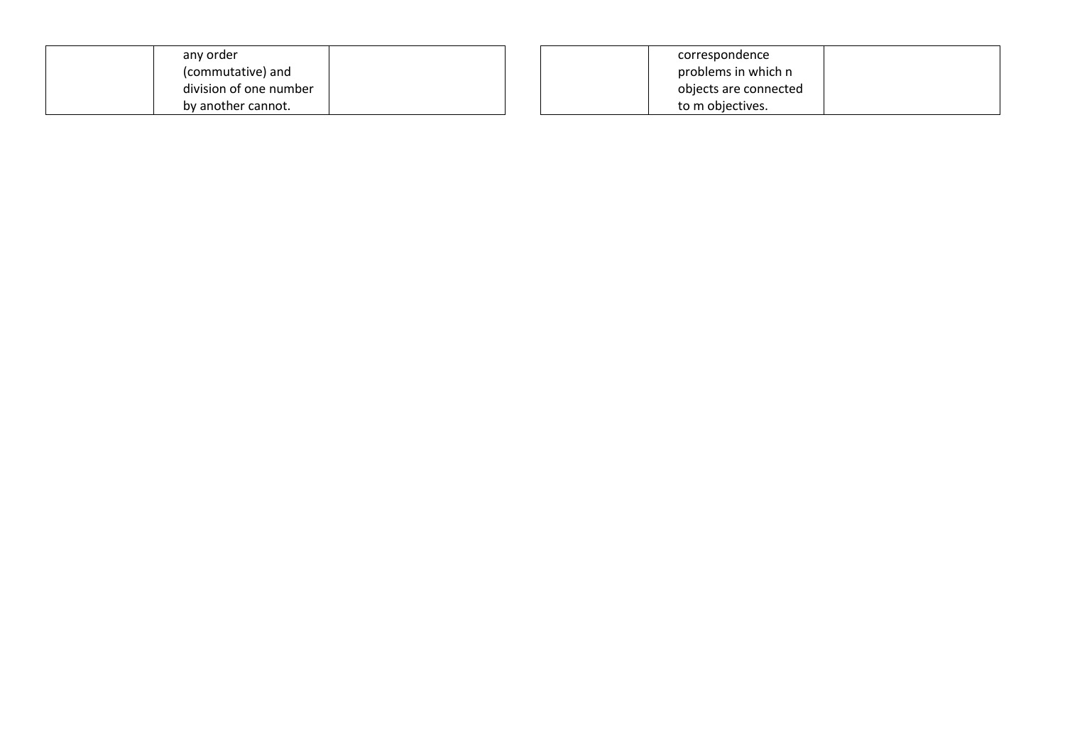| | | |
|---|---|---|
| | any order (commutative) and division of one number by another cannot. | |

| | | |
|---|---|---|
| | correspondence problems in which n objects are connected to m objectives. | |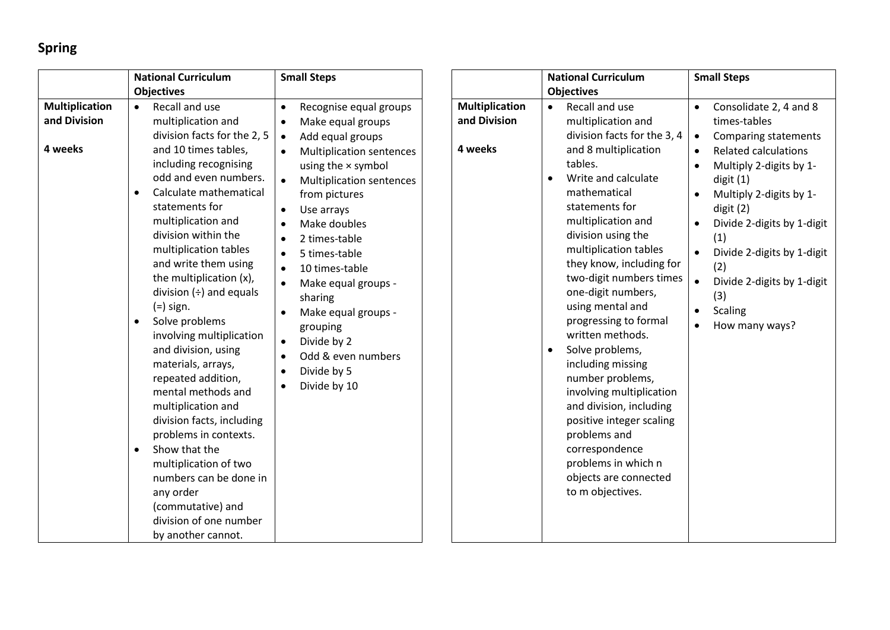## Spring

| | National Curriculum Objectives | Small Steps |
|---|---|---|
| **Multiplication and Division**<br><br>**4 weeks** | • Recall and use multiplication and division facts for the 2, 5 and 10 times tables, including recognising odd and even numbers.<br>• Calculate mathematical statements for multiplication and division within the multiplication tables and write them using the multiplication (x), division (÷) and equals (=) sign.<br>• Solve problems involving multiplication and division, using materials, arrays, repeated addition, mental methods and multiplication and division facts, including problems in contexts.<br>• Show that the multiplication of two numbers can be done in any order (commutative) and division of one number by another cannot. | • Recognise equal groups<br>• Make equal groups<br>• Add equal groups<br>• Multiplication sentences using the × symbol<br>• Multiplication sentences from pictures<br>• Use arrays<br>• Make doubles<br>• 2 times-table<br>• 5 times-table<br>• 10 times-table<br>• Make equal groups - sharing<br>• Make equal groups - grouping<br>• Divide by 2<br>• Odd & even numbers<br>• Divide by 5<br>• Divide by 10 |

| | National Curriculum Objectives | Small Steps |
|---|---|---|
| **Multiplication and Division**<br><br>**4 weeks** | • Recall and use multiplication and division facts for the 3, 4 and 8 multiplication tables.<br>• Write and calculate mathematical statements for multiplication and division using the multiplication tables they know, including for two-digit numbers times one-digit numbers, using mental and progressing to formal written methods.<br>• Solve problems, including missing number problems, involving multiplication and division, including positive integer scaling problems and correspondence problems in which n objects are connected to m objectives. | • Consolidate 2, 4 and 8 times-tables<br>• Comparing statements<br>• Related calculations<br>• Multiply 2-digits by 1-digit (1)<br>• Multiply 2-digits by 1-digit (2)<br>• Divide 2-digits by 1-digit (1)<br>• Divide 2-digits by 1-digit (2)<br>• Divide 2-digits by 1-digit (3)<br>• Scaling<br>• How many ways? |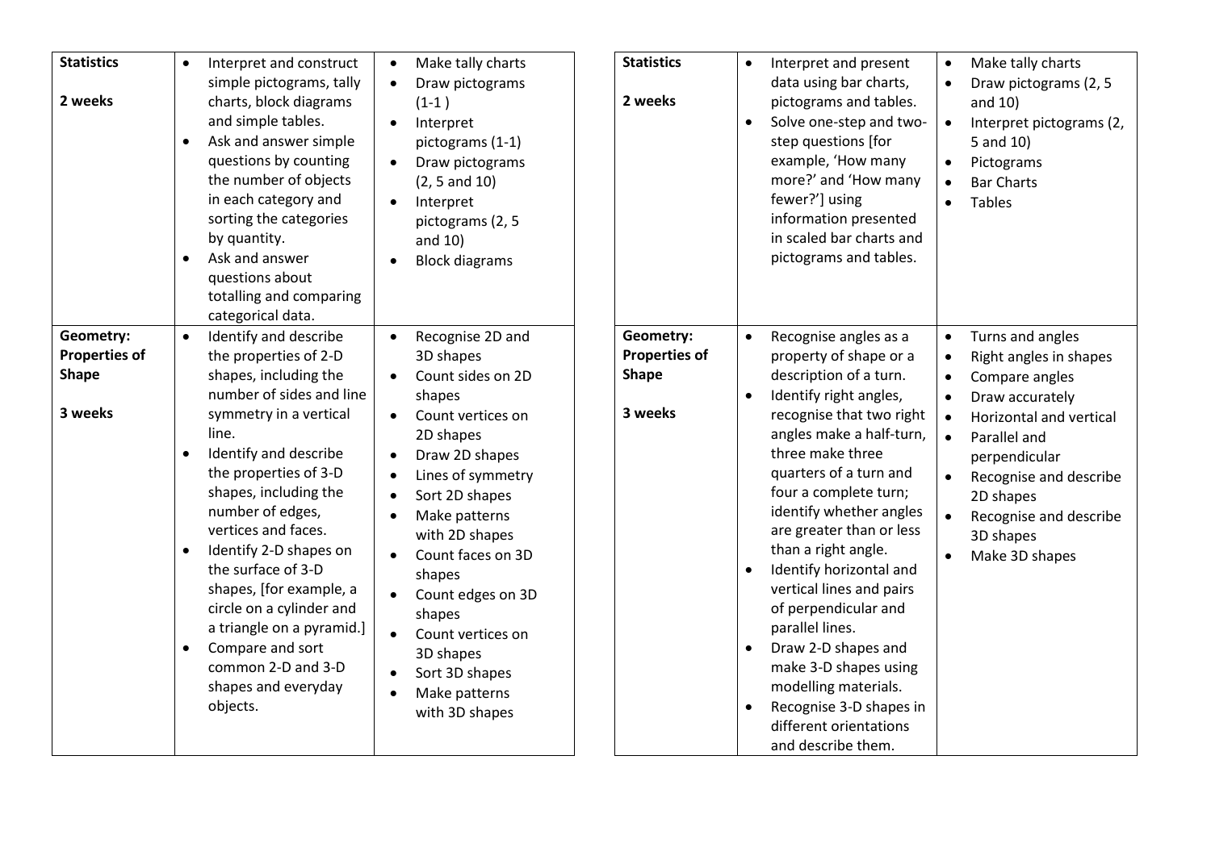| | | |
|---|---|---|
| **Statistics**<br><br>**2 weeks** | • Interpret and construct simple pictograms, tally charts, block diagrams and simple tables.<br>• Ask and answer simple questions by counting the number of objects in each category and sorting the categories by quantity.<br>• Ask and answer questions about totalling and comparing categorical data. | • Make tally charts<br>• Draw pictograms (1-1 )<br>• Interpret pictograms (1-1)<br>• Draw pictograms (2, 5 and 10)<br>• Interpret pictograms (2, 5 and 10)<br>• Block diagrams |
| **Geometry: Properties of Shape**<br><br>**3 weeks** | • Identify and describe the properties of 2-D shapes, including the number of sides and line symmetry in a vertical line.<br>• Identify and describe the properties of 3-D shapes, including the number of edges, vertices and faces.<br>• Identify 2-D shapes on the surface of 3-D shapes, [for example, a circle on a cylinder and a triangle on a pyramid.]<br>• Compare and sort common 2-D and 3-D shapes and everyday objects. | • Recognise 2D and 3D shapes<br>• Count sides on 2D shapes<br>• Count vertices on 2D shapes<br>• Draw 2D shapes<br>• Lines of symmetry<br>• Sort 2D shapes<br>• Make patterns with 2D shapes<br>• Count faces on 3D shapes<br>• Count edges on 3D shapes<br>• Count vertices on 3D shapes<br>• Sort 3D shapes<br>• Make patterns with 3D shapes |

| | | |
|---|---|---|
| **Statistics**<br><br>**2 weeks** | • Interpret and present data using bar charts, pictograms and tables.<br>• Solve one-step and two-step questions [for example, 'How many more?' and 'How many fewer?'] using information presented in scaled bar charts and pictograms and tables. | • Make tally charts<br>• Draw pictograms (2, 5 and 10)<br>• Interpret pictograms (2, 5 and 10)<br>• Pictograms<br>• Bar Charts<br>• Tables |
| **Geometry: Properties of Shape**<br><br>**3 weeks** | • Recognise angles as a property of shape or a description of a turn.<br>• Identify right angles, recognise that two right angles make a half-turn, three make three quarters of a turn and four a complete turn; identify whether angles are greater than or less than a right angle.<br>• Identify horizontal and vertical lines and pairs of perpendicular and parallel lines.<br>• Draw 2-D shapes and make 3-D shapes using modelling materials.<br>• Recognise 3-D shapes in different orientations and describe them. | • Turns and angles<br>• Right angles in shapes<br>• Compare angles<br>• Draw accurately<br>• Horizontal and vertical<br>• Parallel and perpendicular<br>• Recognise and describe 2D shapes<br>• Recognise and describe 3D shapes<br>• Make 3D shapes |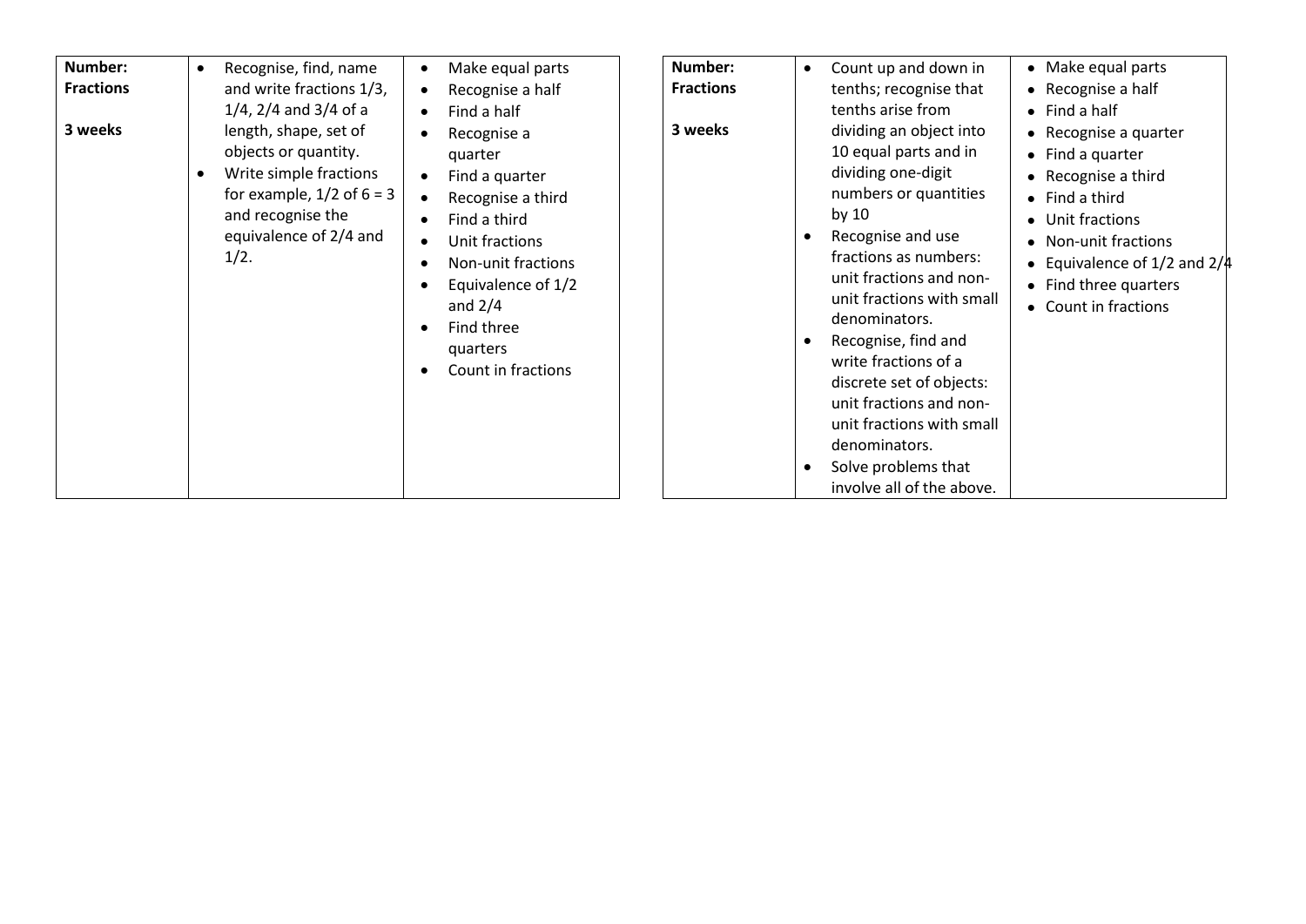| Number: Fractions<br><br>3 weeks | • Recognise, find, name and write fractions 1/3, 1/4, 2/4 and 3/4 of a length, shape, set of objects or quantity.<br>• Write simple fractions for example, 1/2 of 6 = 3 and recognise the equivalence of 2/4 and 1/2. | • Make equal parts<br>• Recognise a half<br>• Find a half<br>• Recognise a quarter<br>• Find a quarter<br>• Recognise a third<br>• Find a third<br>• Unit fractions<br>• Non-unit fractions<br>• Equivalence of 1/2 and 2/4<br>• Find three quarters<br>• Count in fractions |
|---|---|---|

| Number: Fractions<br><br>3 weeks | • Count up and down in tenths; recognise that tenths arise from dividing an object into 10 equal parts and in dividing one-digit numbers or quantities by 10<br>• Recognise and use fractions as numbers: unit fractions and non-unit fractions with small denominators.<br>• Recognise, find and write fractions of a discrete set of objects: unit fractions and non-unit fractions with small denominators.<br>• Solve problems that involve all of the above. | • Make equal parts<br>• Recognise a half<br>• Find a half<br>• Recognise a quarter<br>• Find a quarter<br>• Recognise a third<br>• Find a third<br>• Unit fractions<br>• Non-unit fractions<br>• Equivalence of 1/2 and 2/4<br>• Find three quarters<br>• Count in fractions |
|---|---|---|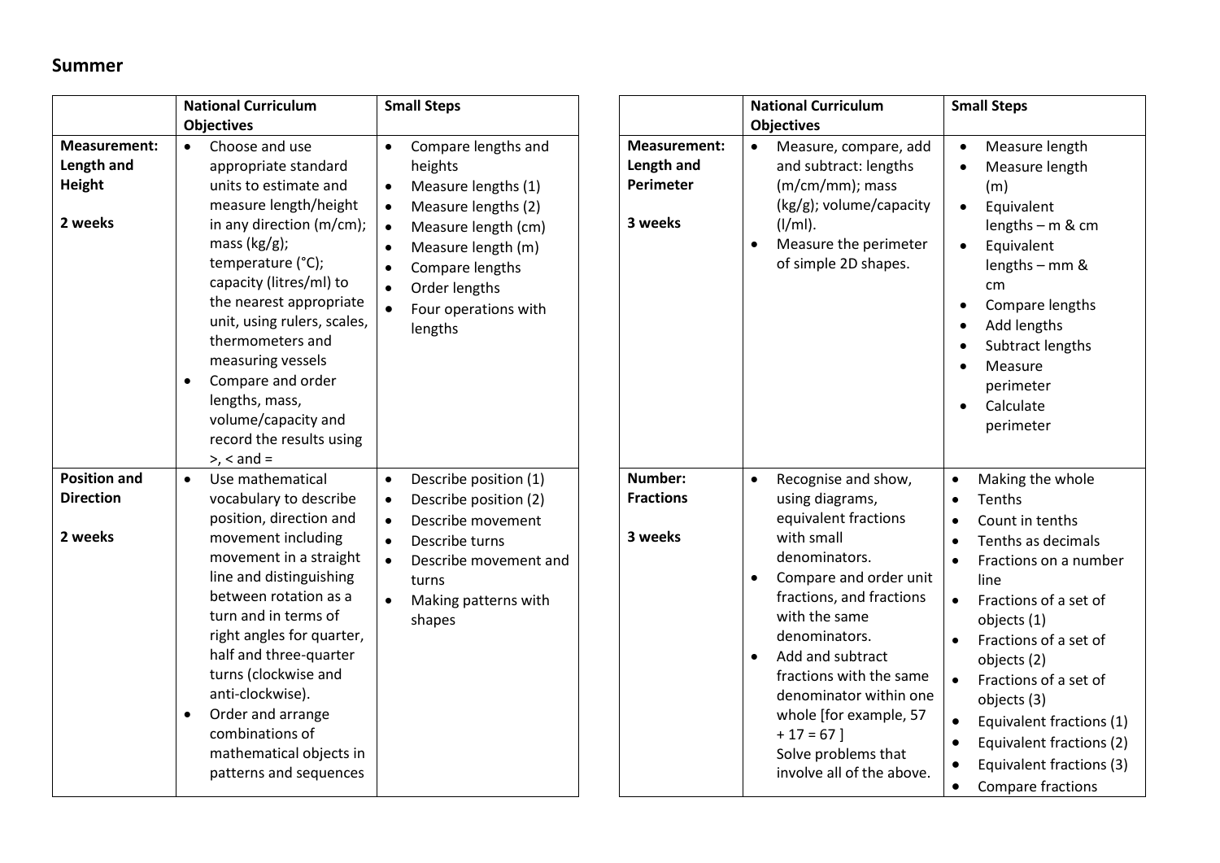## Summer

| | National Curriculum Objectives | Small Steps |
|---|---|---|
| **Measurement: Length and Height**<br><br>**2 weeks** | • Choose and use appropriate standard units to estimate and measure length/height in any direction (m/cm); mass (kg/g); temperature (°C); capacity (litres/ml) to the nearest appropriate unit, using rulers, scales, thermometers and measuring vessels<br>• Compare and order lengths, mass, volume/capacity and record the results using >, < and = | • Compare lengths and heights<br>• Measure lengths (1)<br>• Measure lengths (2)<br>• Measure length (cm)<br>• Measure length (m)<br>• Compare lengths<br>• Order lengths<br>• Four operations with lengths |
| **Position and Direction**<br><br>**2 weeks** | • Use mathematical vocabulary to describe position, direction and movement including movement in a straight line and distinguishing between rotation as a turn and in terms of right angles for quarter, half and three-quarter turns (clockwise and anti-clockwise).<br>• Order and arrange combinations of mathematical objects in patterns and sequences | • Describe position (1)<br>• Describe position (2)<br>• Describe movement<br>• Describe turns<br>• Describe movement and turns<br>• Making patterns with shapes |

| | National Curriculum Objectives | Small Steps |
|---|---|---|
| **Measurement: Length and Perimeter**<br><br>**3 weeks** | • Measure, compare, add and subtract: lengths (m/cm/mm); mass (kg/g); volume/capacity (l/ml).<br>• Measure the perimeter of simple 2D shapes. | • Measure length<br>• Measure length (m)<br>• Equivalent lengths – m & cm<br>• Equivalent lengths – mm & cm<br>• Compare lengths<br>• Add lengths<br>• Subtract lengths<br>• Measure perimeter<br>• Calculate perimeter |
| **Number: Fractions**<br><br>**3 weeks** | • Recognise and show, using diagrams, equivalent fractions with small denominators.<br>• Compare and order unit fractions, and fractions with the same denominators.<br>• Add and subtract fractions with the same denominator within one whole [for example, 57 + 17 = 67 ]<br>Solve problems that involve all of the above. | • Making the whole<br>• Tenths<br>• Count in tenths<br>• Tenths as decimals<br>• Fractions on a number line<br>• Fractions of a set of objects (1)<br>• Fractions of a set of objects (2)<br>• Fractions of a set of objects (3)<br>• Equivalent fractions (1)<br>• Equivalent fractions (2)<br>• Equivalent fractions (3)<br>• Compare fractions |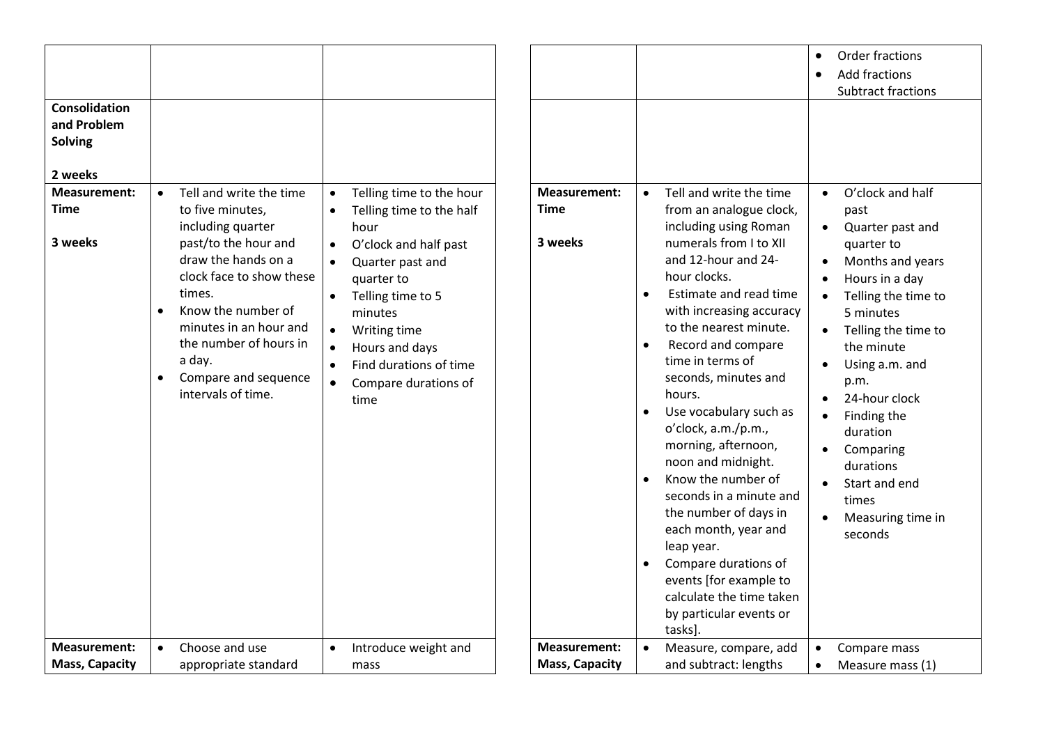| | | |
|---|---|---|
| | | |
| **Consolidation and Problem Solving**<br><br>**2 weeks** | | |
| **Measurement: Time**<br><br>**3 weeks** | • Tell and write the time to five minutes, including quarter past/to the hour and draw the hands on a clock face to show these times.<br>• Know the number of minutes in an hour and the number of hours in a day.<br>• Compare and sequence intervals of time. | • Telling time to the hour<br>• Telling time to the half hour<br>• O'clock and half past<br>• Quarter past and quarter to<br>• Telling time to 5 minutes<br>• Writing time<br>• Hours and days<br>• Find durations of time<br>• Compare durations of time |
| **Measurement: Mass, Capacity** | • Choose and use appropriate standard | • Introduce weight and mass |

| | | |
|---|---|---|
| | | • Order fractions<br>• Add fractions<br>Subtract fractions |
| | | |
| **Measurement: Time**<br><br>**3 weeks** | • Tell and write the time from an analogue clock, including using Roman numerals from I to XII and 12-hour and 24-hour clocks.<br>• Estimate and read time with increasing accuracy to the nearest minute.<br>• Record and compare time in terms of seconds, minutes and hours.<br>• Use vocabulary such as o'clock, a.m./p.m., morning, afternoon, noon and midnight.<br>• Know the number of seconds in a minute and the number of days in each month, year and leap year.<br>• Compare durations of events [for example to calculate the time taken by particular events or tasks]. | • O'clock and half past<br>• Quarter past and quarter to<br>• Months and years<br>• Hours in a day<br>• Telling the time to 5 minutes<br>• Telling the time to the minute<br>• Using a.m. and p.m.<br>• 24-hour clock<br>• Finding the duration<br>• Comparing durations<br>• Start and end times<br>• Measuring time in seconds |
| **Measurement: Mass, Capacity** | • Measure, compare, add and subtract: lengths | • Compare mass<br>• Measure mass (1) |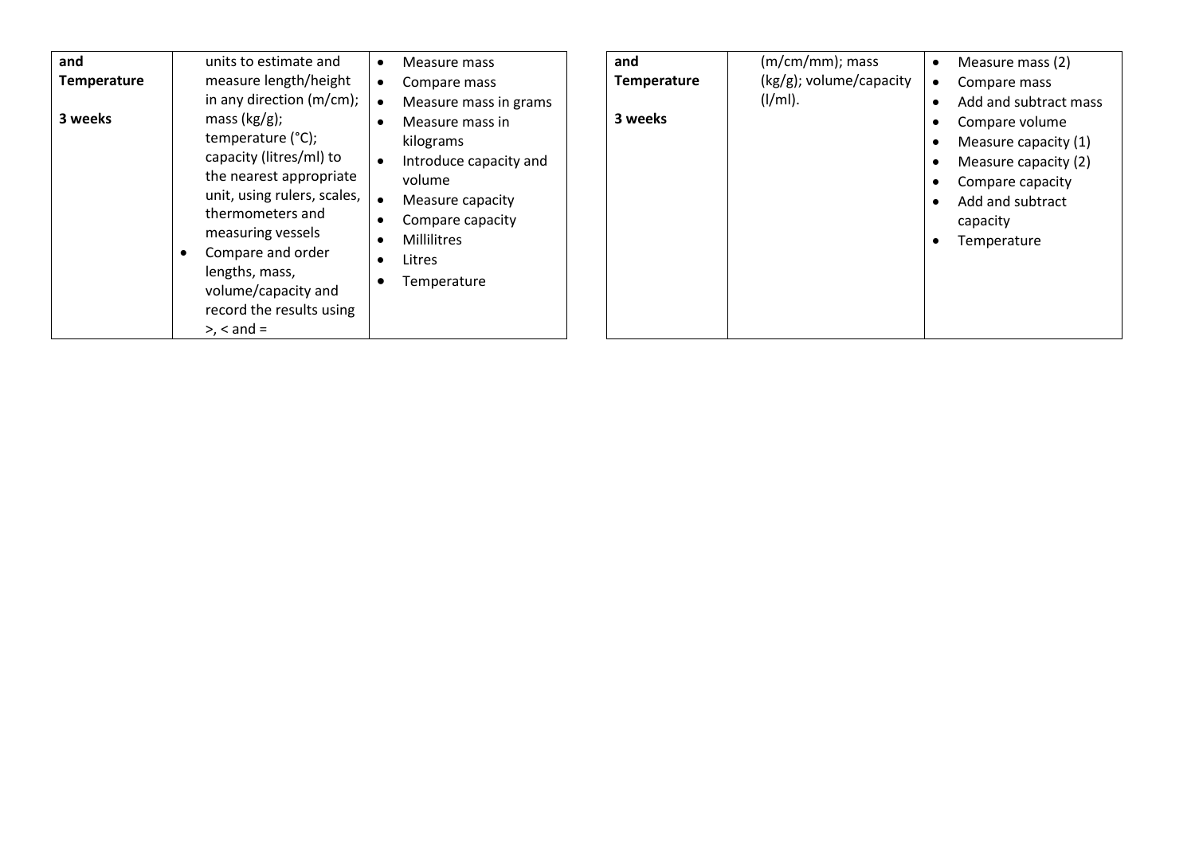| | | |
|---|---|---|
| **and Temperature**<br><br>**3 weeks** | units to estimate and measure length/height in any direction (m/cm); mass (kg/g); temperature (°C); capacity (litres/ml) to the nearest appropriate unit, using rulers, scales, thermometers and measuring vessels<br>• Compare and order lengths, mass, volume/capacity and record the results using >, < and = | • Measure mass<br>• Compare mass<br>• Measure mass in grams<br>• Measure mass in kilograms<br>• Introduce capacity and volume<br>• Measure capacity<br>• Compare capacity<br>• Millilitres<br>• Litres<br>• Temperature |

| | | |
|---|---|---|
| **and Temperature**<br><br>**3 weeks** | (m/cm/mm); mass (kg/g); volume/capacity (l/ml). | • Measure mass (2)<br>• Compare mass<br>• Add and subtract mass<br>• Compare volume<br>• Measure capacity (1)<br>• Measure capacity (2)<br>• Compare capacity<br>• Add and subtract capacity<br>• Temperature |